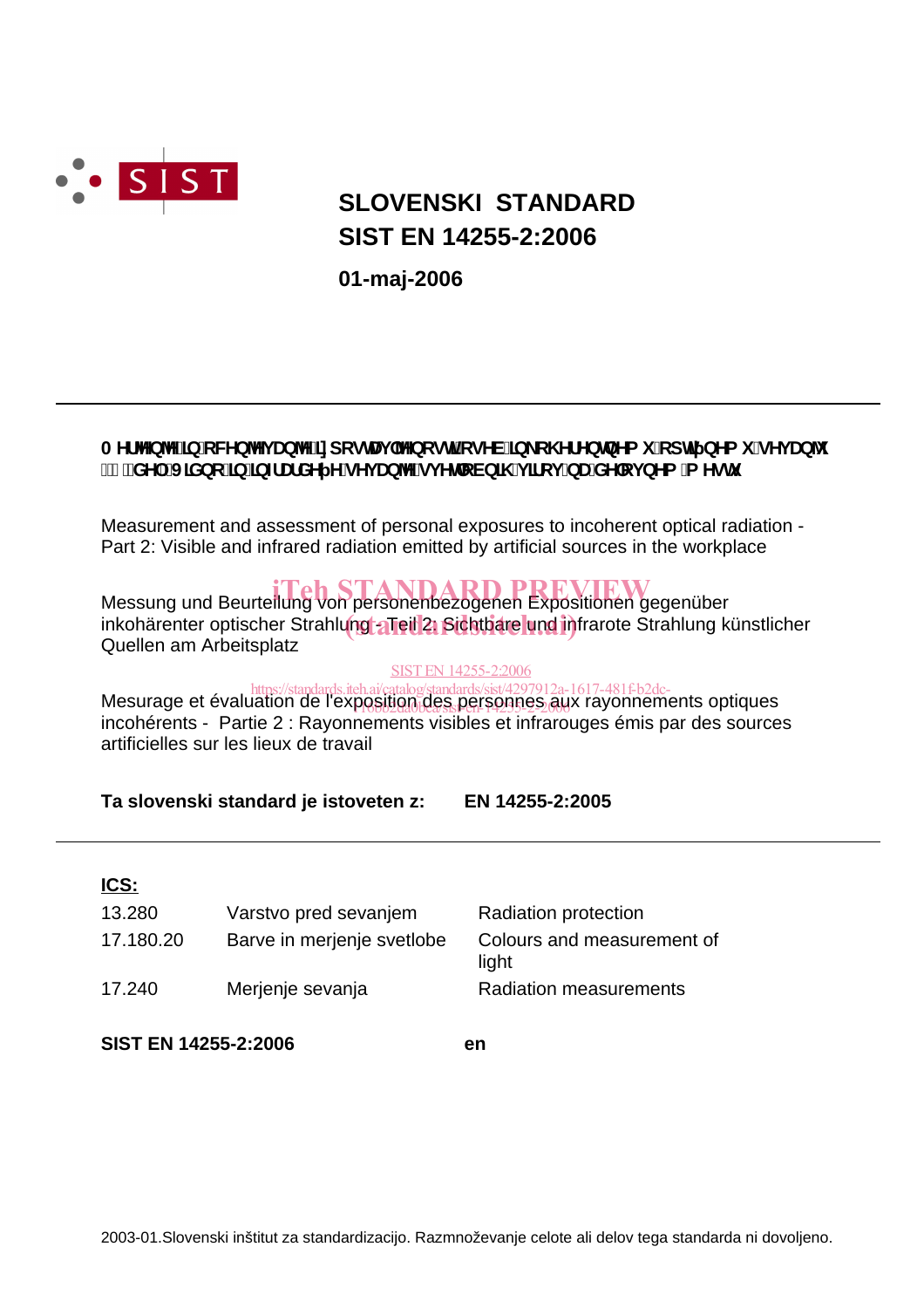**SLOVENSKI STANDARD**
**SIST EN 14255-2:2006**

**01-maj-2006**

---

**Merjenje in ocenjevanje izpostavljenosti oseb inkoherentnemu optičnemu sevanju - 2. del: Vidno in infrardeče sevanje, sevano iz umetnih virov na delovnem mestu**

Measurement and assessment of personal exposures to incoherent optical radiation - Part 2: Visible and infrared radiation emitted by artificial sources in the workplace

Messung und Beurteilung von personenbezogenen Expositionen gegenüber inkohärenter optischer Strahlung - Teil 2: Sichtbare und infrarote Strahlung künstlicher Quellen am Arbeitsplatz

Mesurage et évaluation de l'exposition des personnes aux rayonnements optiques incohérents - Partie 2 : Rayonnements visibles et infrarouges émis par des sources artificielles sur les lieux de travail

**Ta slovenski standard je istoveten z:** **EN 14255-2:2005**

---

**ICS:**

| | | |
|---|---|---|
| 13.280 | Varstvo pred sevanjem | Radiation protection |
| 17.180.20 | Barve in merjenje svetlobe | Colours and measurement of light |
| 17.240 | Merjenje sevanja | Radiation measurements |

**SIST EN 14255-2:2006** **en**

2003-01.Slovenski inštitut za standardizacijo. Razmnoževanje celote ali delov tega standarda ni dovoljeno.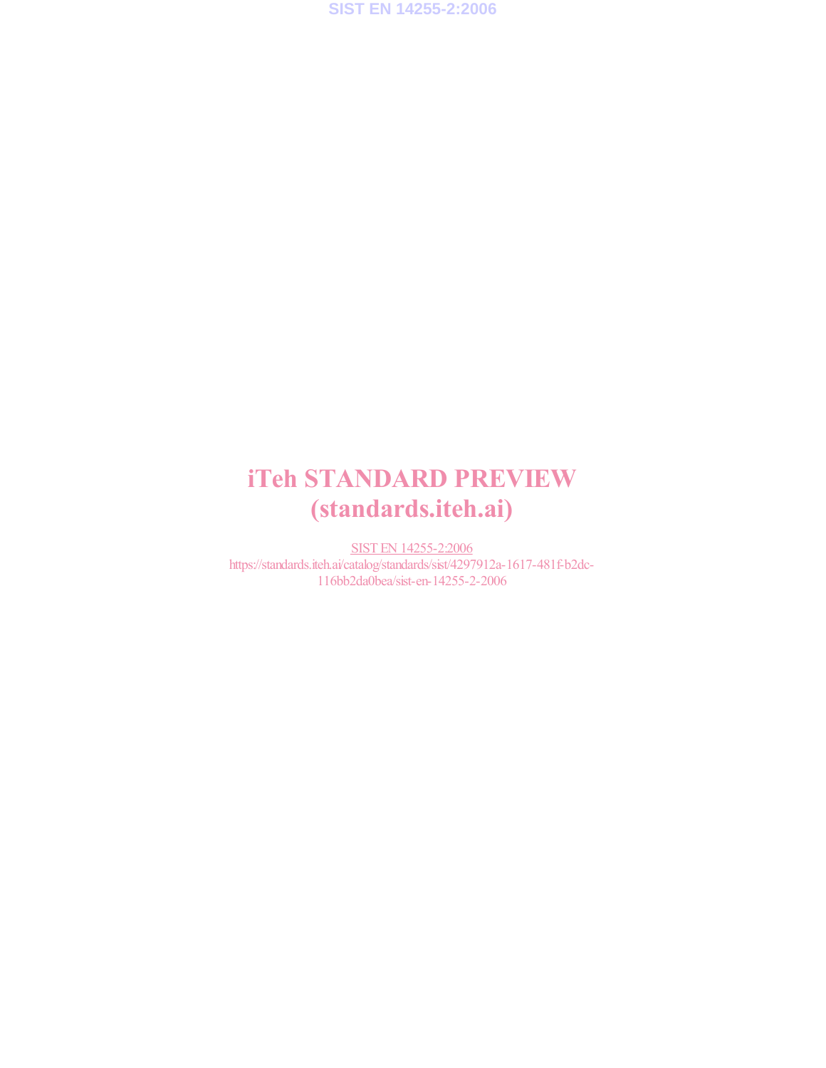iTeh STANDARD PREVIEW
(standards.iteh.ai)

SIST EN 14255-2:2006
https://standards.iteh.ai/catalog/standards/sist/4297912a-1617-481f-b2dc-116bb2da0bea/sist-en-14255-2-2006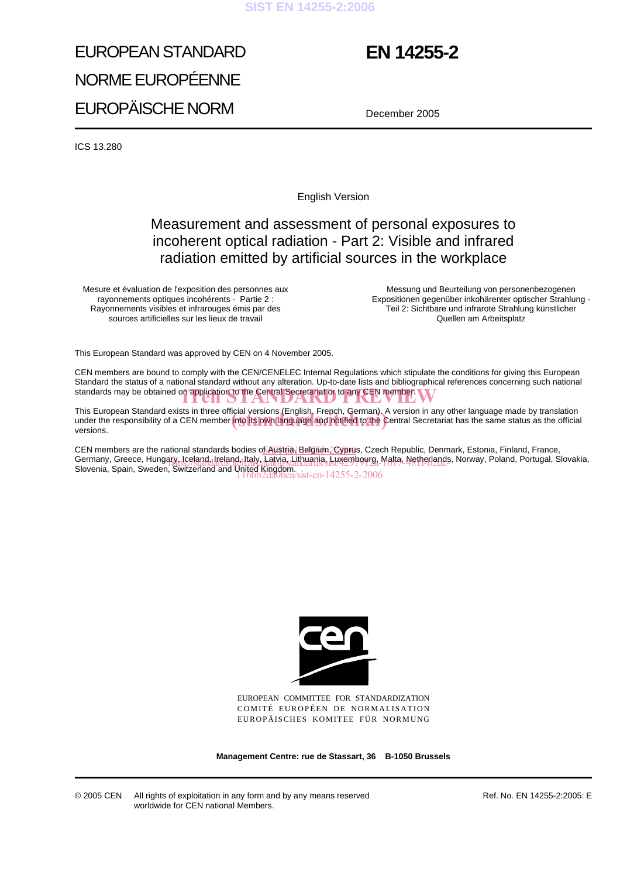# EUROPEAN STANDARD

# NORME EUROPÉENNE

# EUROPÄISCHE NORM

# EN 14255-2

December 2005

ICS 13.280

English Version

## Measurement and assessment of personal exposures to incoherent optical radiation - Part 2: Visible and infrared radiation emitted by artificial sources in the workplace

Mesure et évaluation de l'exposition des personnes aux rayonnements optiques incohérents - Partie 2 : Rayonnements visibles et infrarouges émis par des sources artificielles sur les lieux de travail

Messung und Beurteilung von personenbezogenen Expositionen gegenüber inkohärenter optischer Strahlung - Teil 2: Sichtbare und infrarote Strahlung künstlicher Quellen am Arbeitsplatz

This European Standard was approved by CEN on 4 November 2005.

CEN members are bound to comply with the CEN/CENELEC Internal Regulations which stipulate the conditions for giving this European Standard the status of a national standard without any alteration. Up-to-date lists and bibliographical references concerning such national standards may be obtained on application to the Central Secretariat or to any CEN member.

This European Standard exists in three official versions (English, French, German). A version in any other language made by translation under the responsibility of a CEN member into its own language and notified to the Central Secretariat has the same status as the official versions.

CEN members are the national standards bodies of Austria, Belgium, Cyprus, Czech Republic, Denmark, Estonia, Finland, France, Germany, Greece, Hungary, Iceland, Ireland, Italy, Latvia, Lithuania, Luxembourg, Malta, Netherlands, Norway, Poland, Portugal, Slovakia, Slovenia, Spain, Sweden, Switzerland and United Kingdom.

EUROPEAN COMMITTEE FOR STANDARDIZATION
COMITÉ EUROPÉEN DE NORMALISATION
EUROPÄISCHES KOMITEE FÜR NORMUNG

**Management Centre: rue de Stassart, 36 B-1050 Brussels**

© 2005 CEN All rights of exploitation in any form and by any means reserved worldwide for CEN national Members.

Ref. No. EN 14255-2:2005: E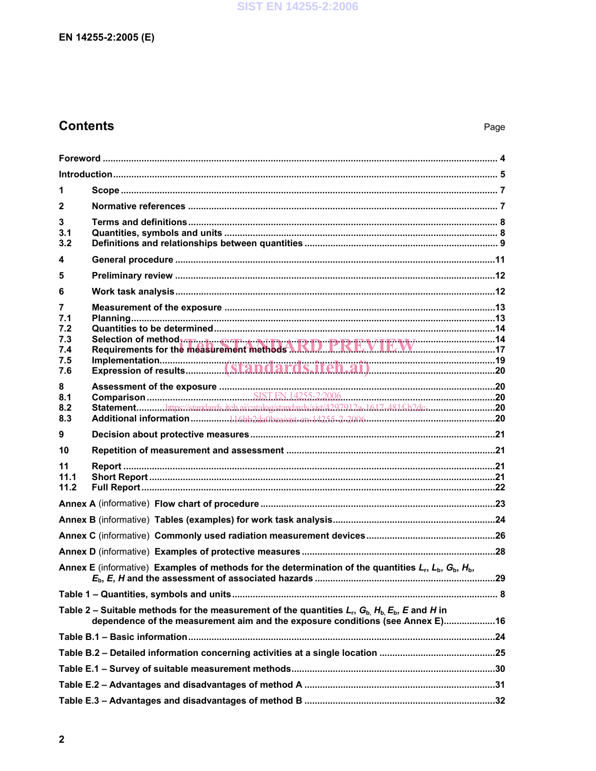## Contents

Page

Foreword ..... 4

Introduction ..... 5

1 Scope ..... 7

2 Normative references ..... 7

3 Terms and definitions ..... 8
3.1 Quantities, symbols and units ..... 8
3.2 Definitions and relationships between quantities ..... 9

4 General procedure ..... 11

5 Preliminary review ..... 12

6 Work task analysis ..... 12

7 Measurement of the exposure ..... 13
7.1 Planning ..... 13
7.2 Quantities to be determined ..... 14
7.3 Selection of method ..... 14
7.4 Requirements for the measurement methods ..... 17
7.5 Implementation ..... 19
7.6 Expression of results ..... 20

8 Assessment of the exposure ..... 20
8.1 Comparison ..... 20
8.2 Statement ..... 20
8.3 Additional information ..... 20

9 Decision about protective measures ..... 21

10 Repetition of measurement and assessment ..... 21

11 Report ..... 21
11.1 Short Report ..... 21
11.2 Full Report ..... 22

Annex A (informative) Flow chart of procedure ..... 23

Annex B (informative) Tables (examples) for work task analysis ..... 24

Annex C (informative) Commonly used radiation measurement devices ..... 26

Annex D (informative) Examples of protective measures ..... 28

Annex E (informative) Examples of methods for the determination of the quantities $L_r$, $L_b$, $G_b$, $H_b$, $E_b$, $E$, $H$ and the assessment of associated hazards ..... 29

Table 1 – Quantities, symbols and units ..... 8

Table 2 – Suitable methods for the measurement of the quantities $L_r$, $G_b$, $H_b$, $E_b$, $E$ and $H$ in dependence of the measurement aim and the exposure conditions (see Annex E) ..... 16

Table B.1 – Basic information ..... 24

Table B.2 – Detailed information concerning activities at a single location ..... 25

Table E.1 – Survey of suitable measurement methods ..... 30

Table E.2 – Advantages and disadvantages of method A ..... 31

Table E.3 – Advantages and disadvantages of method B ..... 32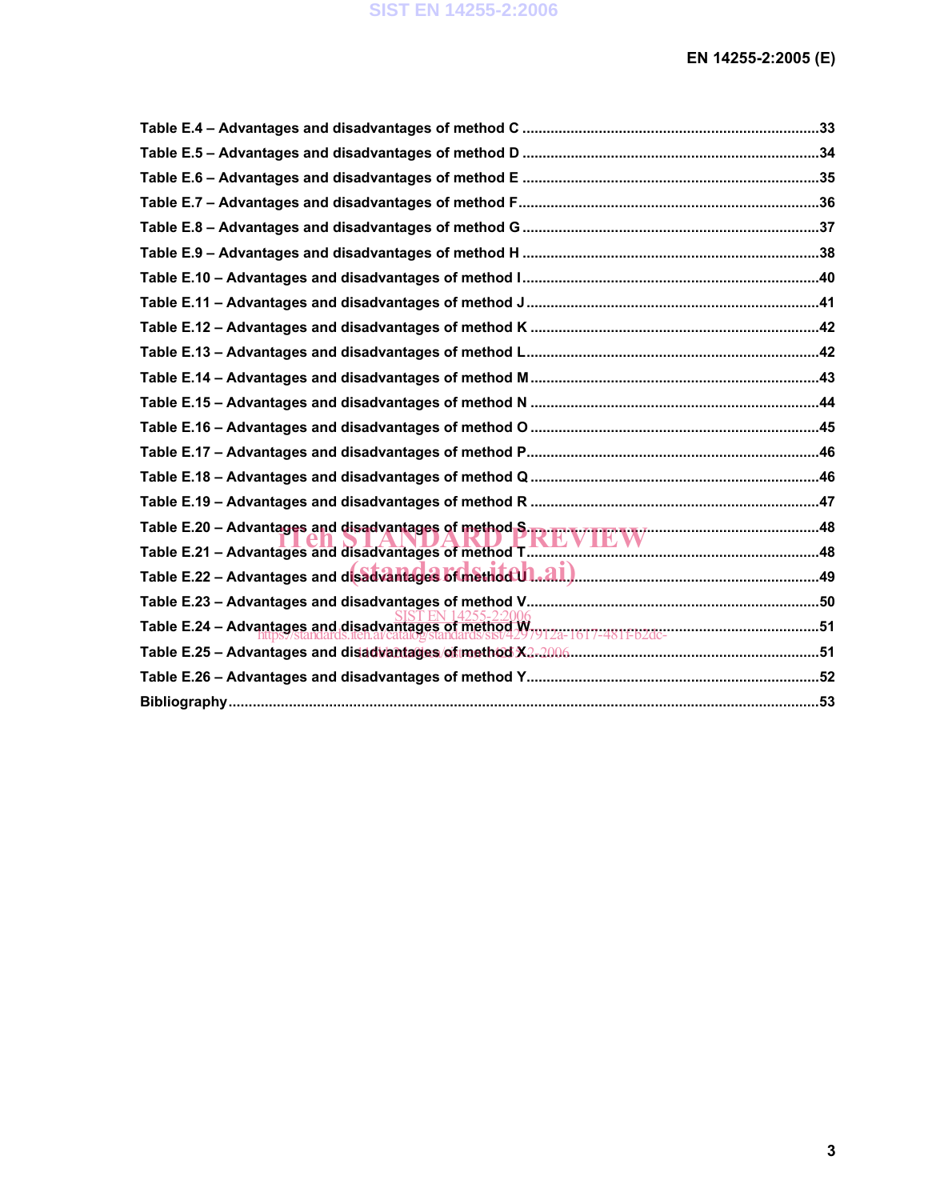Table E.4 – Advantages and disadvantages of method C ....................................................................... 33

Table E.5 – Advantages and disadvantages of method D ....................................................................... 34

Table E.6 – Advantages and disadvantages of method E ....................................................................... 35

Table E.7 – Advantages and disadvantages of method F ....................................................................... 36

Table E.8 – Advantages and disadvantages of method G ....................................................................... 37

Table E.9 – Advantages and disadvantages of method H ....................................................................... 38

Table E.10 – Advantages and disadvantages of method I ....................................................................... 40

Table E.11 – Advantages and disadvantages of method J ....................................................................... 41

Table E.12 – Advantages and disadvantages of method K ....................................................................... 42

Table E.13 – Advantages and disadvantages of method L ....................................................................... 42

Table E.14 – Advantages and disadvantages of method M ....................................................................... 43

Table E.15 – Advantages and disadvantages of method N ....................................................................... 44

Table E.16 – Advantages and disadvantages of method O ....................................................................... 45

Table E.17 – Advantages and disadvantages of method P ....................................................................... 46

Table E.18 – Advantages and disadvantages of method Q ....................................................................... 46

Table E.19 – Advantages and disadvantages of method R ....................................................................... 47

Table E.20 – Advantages and disadvantages of method S ....................................................................... 48

Table E.21 – Advantages and disadvantages of method T ....................................................................... 48

Table E.22 – Advantages and disadvantages of method U ....................................................................... 49

Table E.23 – Advantages and disadvantages of method V ....................................................................... 50

Table E.24 – Advantages and disadvantages of method W ....................................................................... 51

Table E.25 – Advantages and disadvantages of method X ....................................................................... 51

Table E.26 – Advantages and disadvantages of method Y ....................................................................... 52

Bibliography ....................................................................................................................................... 53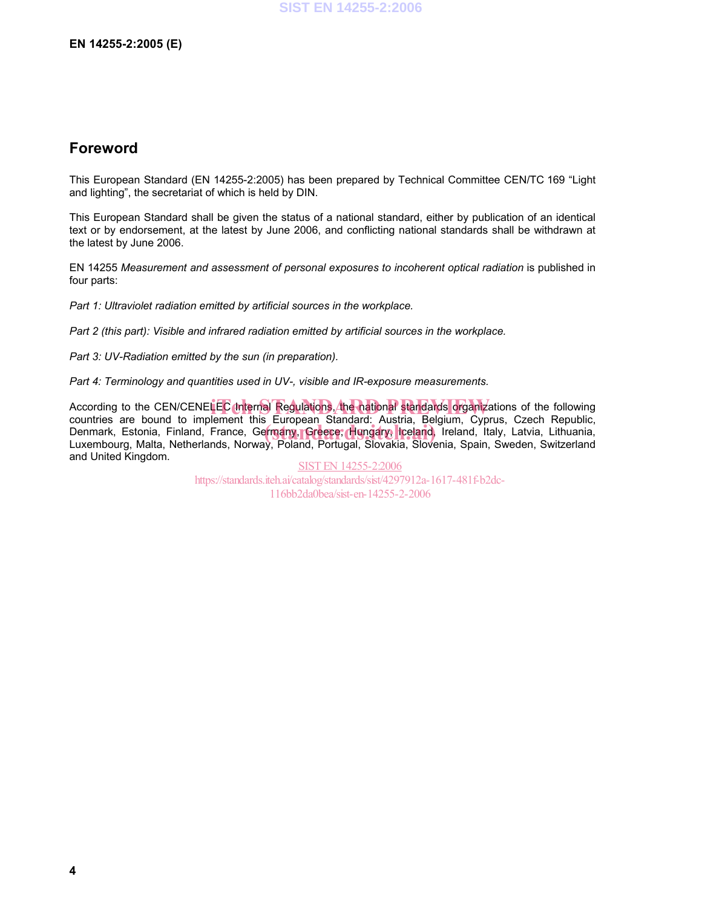## Foreword

This European Standard (EN 14255-2:2005) has been prepared by Technical Committee CEN/TC 169 "Light and lighting", the secretariat of which is held by DIN.

This European Standard shall be given the status of a national standard, either by publication of an identical text or by endorsement, at the latest by June 2006, and conflicting national standards shall be withdrawn at the latest by June 2006.

EN 14255 *Measurement and assessment of personal exposures to incoherent optical radiation* is published in four parts:

*Part 1: Ultraviolet radiation emitted by artificial sources in the workplace.*

*Part 2 (this part): Visible and infrared radiation emitted by artificial sources in the workplace.*

*Part 3: UV-Radiation emitted by the sun (in preparation).*

*Part 4: Terminology and quantities used in UV-, visible and IR-exposure measurements.*

According to the CEN/CENELEC Internal Regulations, the national standards organizations of the following countries are bound to implement this European Standard: Austria, Belgium, Cyprus, Czech Republic, Denmark, Estonia, Finland, France, Germany, Greece, Hungary, Iceland, Ireland, Italy, Latvia, Lithuania, Luxembourg, Malta, Netherlands, Norway, Poland, Portugal, Slovakia, Slovenia, Spain, Sweden, Switzerland and United Kingdom.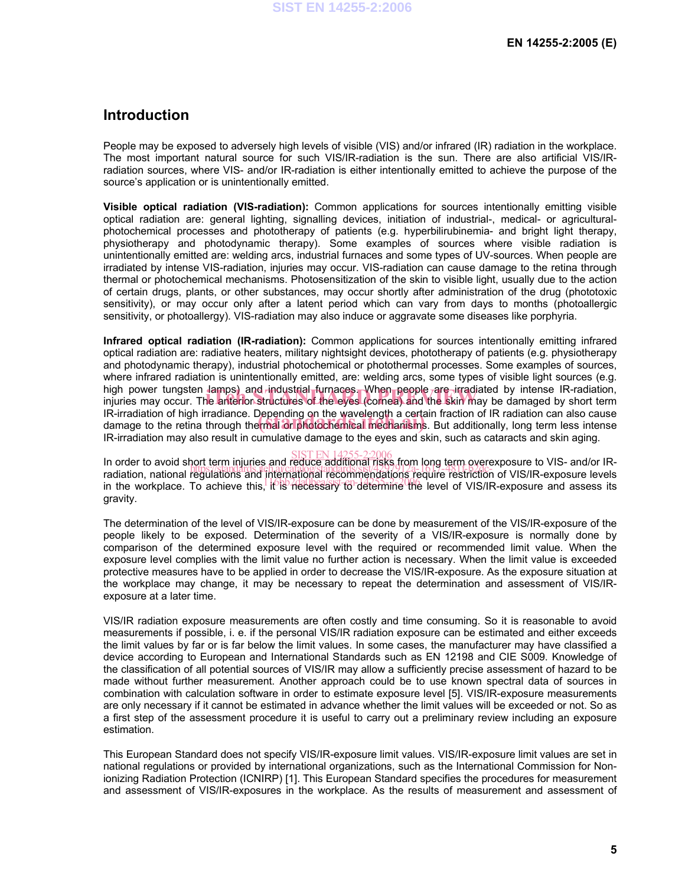## Introduction

People may be exposed to adversely high levels of visible (VIS) and/or infrared (IR) radiation in the workplace. The most important natural source for such VIS/IR-radiation is the sun. There are also artificial VIS/IR-radiation sources, where VIS- and/or IR-radiation is either intentionally emitted to achieve the purpose of the source's application or is unintentionally emitted.

**Visible optical radiation (VIS-radiation):** Common applications for sources intentionally emitting visible optical radiation are: general lighting, signalling devices, initiation of industrial-, medical- or agricultural-photochemical processes and phototherapy of patients (e.g. hyperbilirubinemia- and bright light therapy, physiotherapy and photodynamic therapy). Some examples of sources where visible radiation is unintentionally emitted are: welding arcs, industrial furnaces and some types of UV-sources. When people are irradiated by intense VIS-radiation, injuries may occur. VIS-radiation can cause damage to the retina through thermal or photochemical mechanisms. Photosensitization of the skin to visible light, usually due to the action of certain drugs, plants, or other substances, may occur shortly after administration of the drug (phototoxic sensitivity), or may occur only after a latent period which can vary from days to months (photoallergic sensitivity, or photoallergy). VIS-radiation may also induce or aggravate some diseases like porphyria.

**Infrared optical radiation (IR-radiation):** Common applications for sources intentionally emitting infrared optical radiation are: radiative heaters, military nightsight devices, phototherapy of patients (e.g. physiotherapy and photodynamic therapy), industrial photochemical or photothermal processes. Some examples of sources, where infrared radiation is unintentionally emitted, are: welding arcs, some types of visible light sources (e.g. high power tungsten lamps) and industrial furnaces. When people are irradiated by intense IR-radiation, injuries may occur. The anterior structures of the eyes (cornea) and the skin may be damaged by short term IR-irradiation of high irradiance. Depending on the wavelength a certain fraction of IR radiation can also cause damage to the retina through thermal or photochemical mechanisms. But additionally, long term less intense IR-irradiation may also result in cumulative damage to the eyes and skin, such as cataracts and skin aging.

In order to avoid short term injuries and reduce additional risks from long term overexposure to VIS- and/or IR-radiation, national regulations and international recommendations require restriction of VIS/IR-exposure levels in the workplace. To achieve this, it is necessary to determine the level of VIS/IR-exposure and assess its gravity.

The determination of the level of VIS/IR-exposure can be done by measurement of the VIS/IR-exposure of the people likely to be exposed. Determination of the severity of a VIS/IR-exposure is normally done by comparison of the determined exposure level with the required or recommended limit value. When the exposure level complies with the limit value no further action is necessary. When the limit value is exceeded protective measures have to be applied in order to decrease the VIS/IR-exposure. As the exposure situation at the workplace may change, it may be necessary to repeat the determination and assessment of VIS/IR-exposure at a later time.

VIS/IR radiation exposure measurements are often costly and time consuming. So it is reasonable to avoid measurements if possible, i. e. if the personal VIS/IR radiation exposure can be estimated and either exceeds the limit values by far or is far below the limit values. In some cases, the manufacturer may have classified a device according to European and International Standards such as EN 12198 and CIE S009. Knowledge of the classification of all potential sources of VIS/IR may allow a sufficiently precise assessment of hazard to be made without further measurement. Another approach could be to use known spectral data of sources in combination with calculation software in order to estimate exposure level [5]. VIS/IR-exposure measurements are only necessary if it cannot be estimated in advance whether the limit values will be exceeded or not. So as a first step of the assessment procedure it is useful to carry out a preliminary review including an exposure estimation.

This European Standard does not specify VIS/IR-exposure limit values. VIS/IR-exposure limit values are set in national regulations or provided by international organizations, such as the International Commission for Non-ionizing Radiation Protection (ICNIRP) [1]. This European Standard specifies the procedures for measurement and assessment of VIS/IR-exposures in the workplace. As the results of measurement and assessment of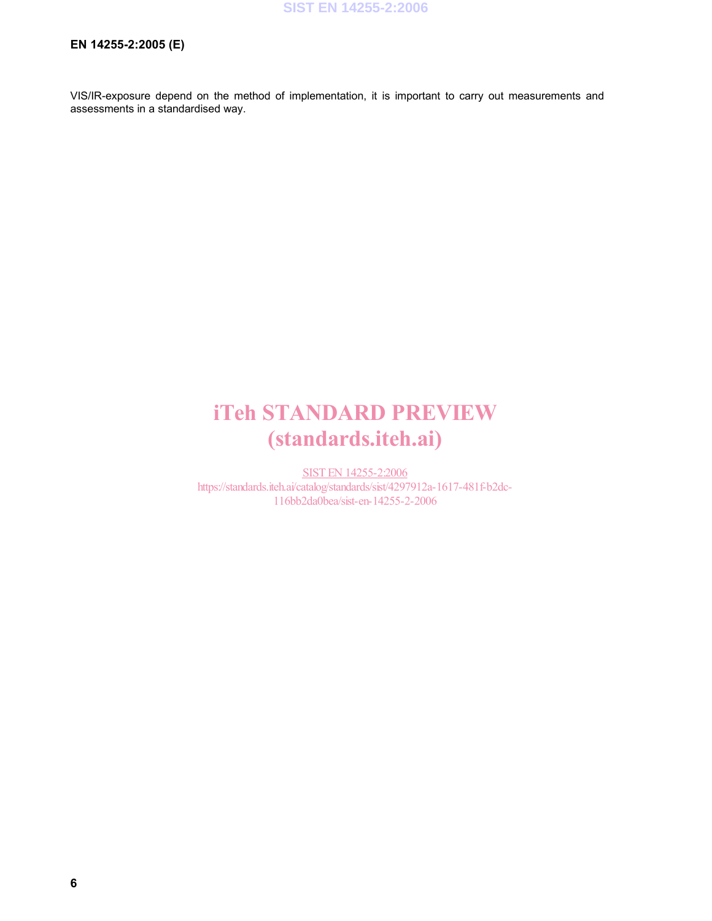VIS/IR-exposure depend on the method of implementation, it is important to carry out measurements and assessments in a standardised way.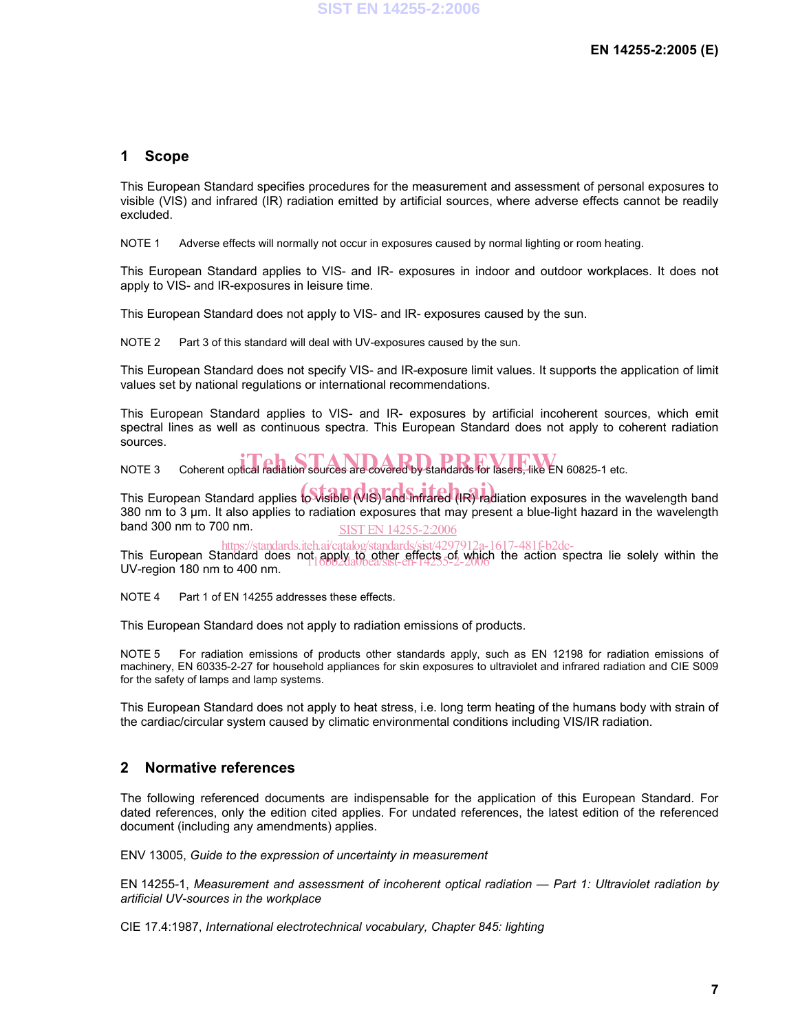## 1 Scope

This European Standard specifies procedures for the measurement and assessment of personal exposures to visible (VIS) and infrared (IR) radiation emitted by artificial sources, where adverse effects cannot be readily excluded.

NOTE 1 Adverse effects will normally not occur in exposures caused by normal lighting or room heating.

This European Standard applies to VIS- and IR- exposures in indoor and outdoor workplaces. It does not apply to VIS- and IR-exposures in leisure time.

This European Standard does not apply to VIS- and IR- exposures caused by the sun.

NOTE 2 Part 3 of this standard will deal with UV-exposures caused by the sun.

This European Standard does not specify VIS- and IR-exposure limit values. It supports the application of limit values set by national regulations or international recommendations.

This European Standard applies to VIS- and IR- exposures by artificial incoherent sources, which emit spectral lines as well as continuous spectra. This European Standard does not apply to coherent radiation sources.

NOTE 3 Coherent optical radiation sources are covered by standards for lasers, like EN 60825-1 etc.

This European Standard applies to visible (VIS) and infrared (IR) radiation exposures in the wavelength band 380 nm to 3 µm. It also applies to radiation exposures that may present a blue-light hazard in the wavelength band 300 nm to 700 nm.

This European Standard does not apply to other effects of which the action spectra lie solely within the UV-region 180 nm to 400 nm.

NOTE 4 Part 1 of EN 14255 addresses these effects.

This European Standard does not apply to radiation emissions of products.

NOTE 5 For radiation emissions of products other standards apply, such as EN 12198 for radiation emissions of machinery, EN 60335-2-27 for household appliances for skin exposures to ultraviolet and infrared radiation and CIE S009 for the safety of lamps and lamp systems.

This European Standard does not apply to heat stress, i.e. long term heating of the humans body with strain of the cardiac/circular system caused by climatic environmental conditions including VIS/IR radiation.

## 2 Normative references

The following referenced documents are indispensable for the application of this European Standard. For dated references, only the edition cited applies. For undated references, the latest edition of the referenced document (including any amendments) applies.

ENV 13005, *Guide to the expression of uncertainty in measurement*

EN 14255-1, *Measurement and assessment of incoherent optical radiation — Part 1: Ultraviolet radiation by artificial UV-sources in the workplace*

CIE 17.4:1987, *International electrotechnical vocabulary, Chapter 845: lighting*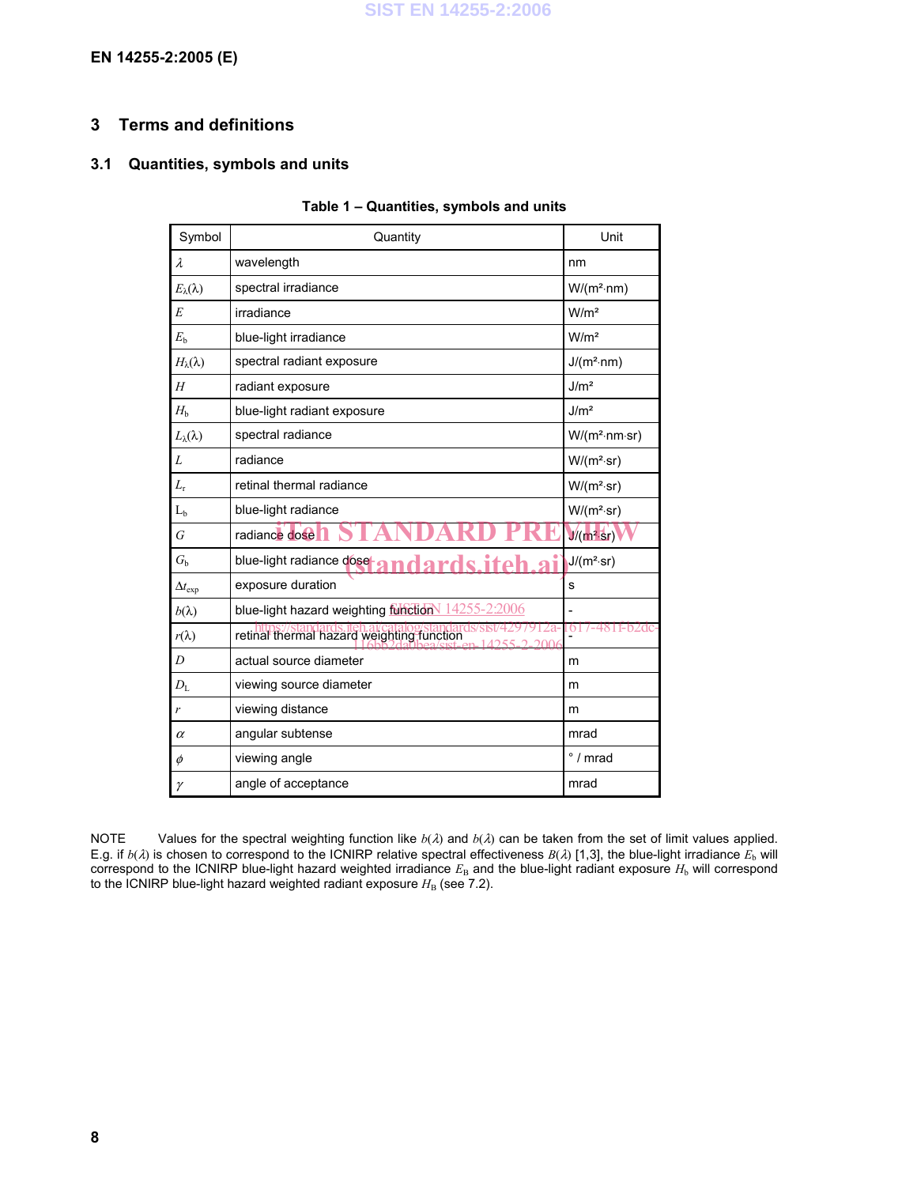## 3 Terms and definitions

### 3.1 Quantities, symbols and units

**Table 1 – Quantities, symbols and units**

| Symbol | Quantity | Unit |
|---|---|---|
| $\lambda$ | wavelength | nm |
| $E_\lambda(\lambda)$ | spectral irradiance | W/(m²·nm) |
| $E$ | irradiance | W/m² |
| $E_b$ | blue-light irradiance | W/m² |
| $H_\lambda(\lambda)$ | spectral radiant exposure | J/(m²·nm) |
| $H$ | radiant exposure | J/m² |
| $H_b$ | blue-light radiant exposure | J/m² |
| $L_\lambda(\lambda)$ | spectral radiance | W/(m²·nm·sr) |
| $L$ | radiance | W/(m²·sr) |
| $L_r$ | retinal thermal radiance | W/(m²·sr) |
| $L_b$ | blue-light radiance | W/(m²·sr) |
| $G$ | radiance dose | J/(m²·sr) |
| $G_b$ | blue-light radiance dose | J/(m²·sr) |
| $\Delta t_{exp}$ | exposure duration | s |
| $b(\lambda)$ | blue-light hazard weighting function | - |
| $r(\lambda)$ | retinal thermal hazard weighting function | - |
| $D$ | actual source diameter | m |
| $D_L$ | viewing source diameter | m |
| $r$ | viewing distance | m |
| $\alpha$ | angular subtense | mrad |
| $\phi$ | viewing angle | ° / mrad |
| $\gamma$ | angle of acceptance | mrad |

NOTE Values for the spectral weighting function like $b(\lambda)$ and $b(\lambda)$ can be taken from the set of limit values applied. E.g. if $b(\lambda)$ is chosen to correspond to the ICNIRP relative spectral effectiveness $B(\lambda)$ [1,3], the blue-light irradiance $E_b$ will correspond to the ICNIRP blue-light hazard weighted irradiance $E_B$ and the blue-light radiant exposure $H_b$ will correspond to the ICNIRP blue-light hazard weighted radiant exposure $H_B$ (see 7.2).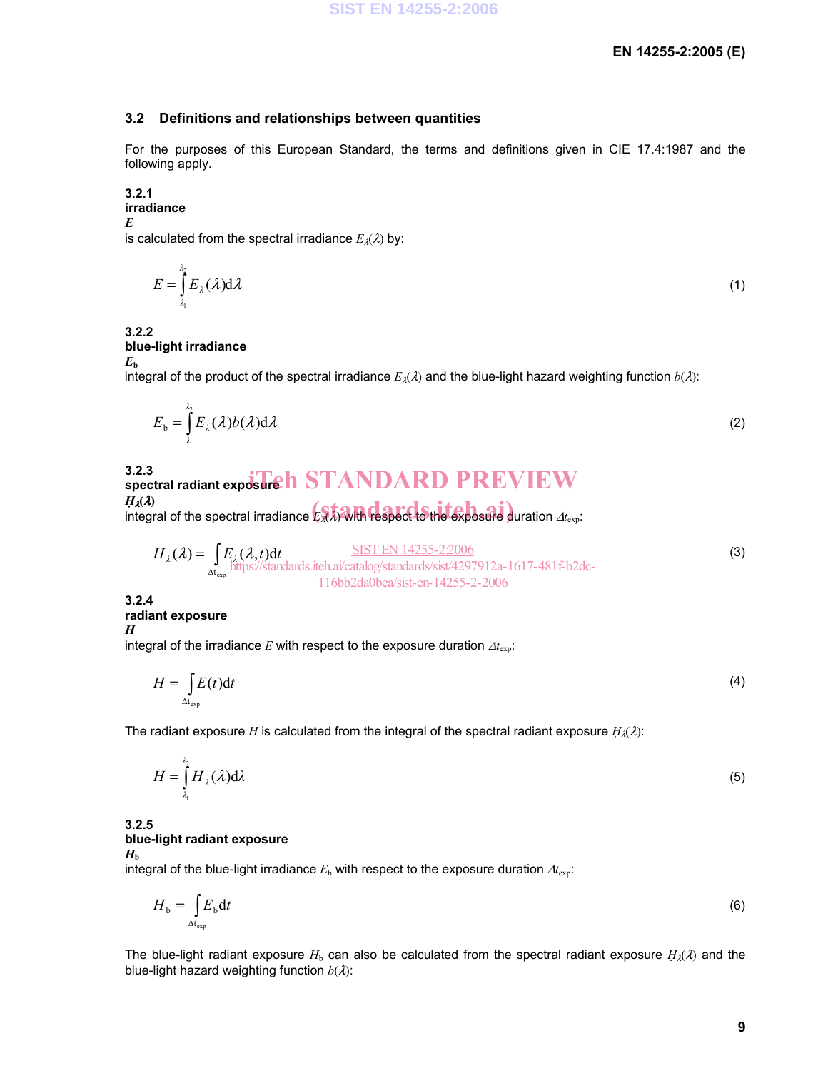### 3.2 Definitions and relationships between quantities

For the purposes of this European Standard, the terms and definitions given in CIE 17.4:1987 and the following apply.

**3.2.1**
**irradiance**
***E***
is calculated from the spectral irradiance $E_\lambda(\lambda)$ by:

$$E = \int_{\lambda_1}^{\lambda_2} E_\lambda(\lambda)\mathrm{d}\lambda \tag{1}$$

**3.2.2**
**blue-light irradiance**
$\boldsymbol{E_\mathrm{b}}$
integral of the product of the spectral irradiance $E_\lambda(\lambda)$ and the blue-light hazard weighting function $b(\lambda)$:

$$E_\mathrm{b} = \int_{\lambda_1}^{\lambda_2} E_\lambda(\lambda)b(\lambda)\mathrm{d}\lambda \tag{2}$$

**3.2.3**
**spectral radiant exposure**
$\boldsymbol{H_\lambda(\lambda)}$
integral of the spectral irradiance $E_\lambda(\lambda)$ with respect to the exposure duration $\Delta t_\mathrm{exp}$:

$$H_\lambda(\lambda) = \int_{\Delta t_\mathrm{exp}} E_\lambda(\lambda,t)\mathrm{d}t \tag{3}$$

**3.2.4**
**radiant exposure**
***H***
integral of the irradiance $E$ with respect to the exposure duration $\Delta t_\mathrm{exp}$:

$$H = \int_{\Delta t_\mathrm{exp}} E(t)\mathrm{d}t \tag{4}$$

The radiant exposure $H$ is calculated from the integral of the spectral radiant exposure $H_\lambda(\lambda)$:

$$H = \int_{\lambda_1}^{\lambda_2} H_\lambda(\lambda)\mathrm{d}\lambda \tag{5}$$

**3.2.5**
**blue-light radiant exposure**
$\boldsymbol{H_\mathrm{b}}$
integral of the blue-light irradiance $E_\mathrm{b}$ with respect to the exposure duration $\Delta t_\mathrm{exp}$:

$$H_\mathrm{b} = \int_{\Delta t_\mathrm{exp}} E_\mathrm{b}\mathrm{d}t \tag{6}$$

The blue-light radiant exposure $H_\mathrm{b}$ can also be calculated from the spectral radiant exposure $H_\lambda(\lambda)$ and the blue-light hazard weighting function $b(\lambda)$: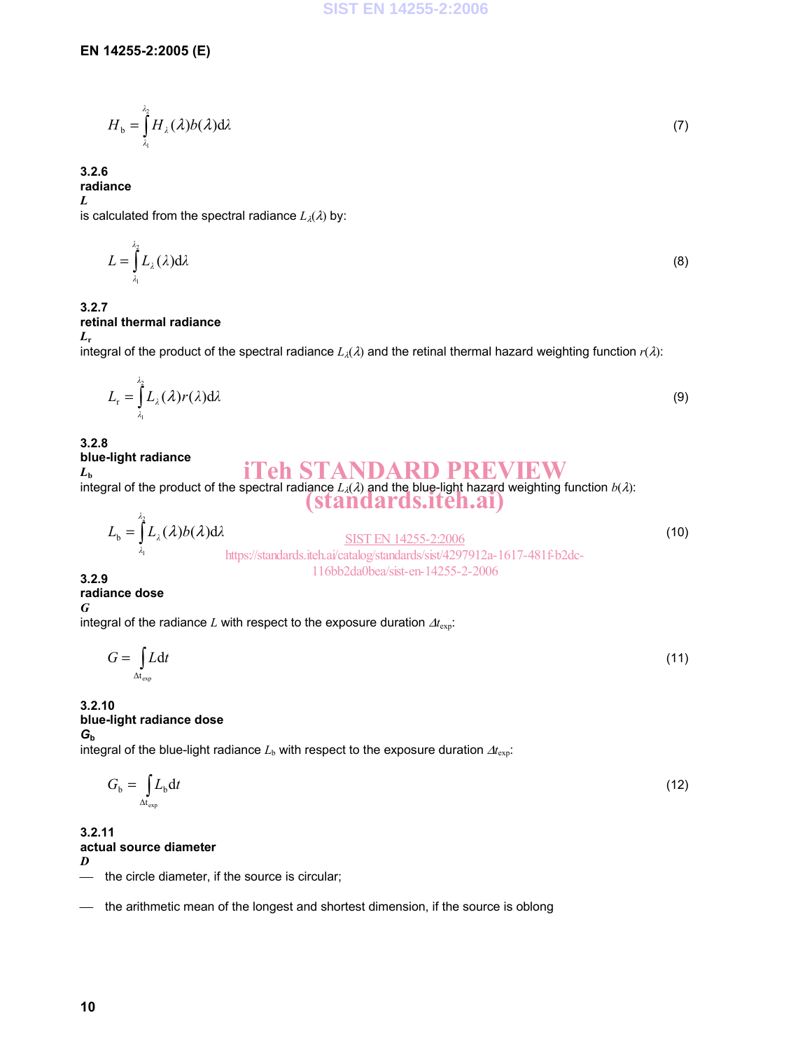$$H_b = \int_{\lambda_1}^{\lambda_2} H_\lambda(\lambda) b(\lambda) d\lambda \qquad (7)$$

**3.2.6**
**radiance**
***L***
is calculated from the spectral radiance $L_\lambda(\lambda)$ by:

$$L = \int_{\lambda_1}^{\lambda_2} L_\lambda(\lambda) d\lambda \qquad (8)$$

**3.2.7**
**retinal thermal radiance**
$\boldsymbol{L_r}$
integral of the product of the spectral radiance $L_\lambda(\lambda)$ and the retinal thermal hazard weighting function $r(\lambda)$:

$$L_r = \int_{\lambda_1}^{\lambda_2} L_\lambda(\lambda) r(\lambda) d\lambda \qquad (9)$$

**3.2.8**
**blue-light radiance**
$\boldsymbol{L_b}$
integral of the product of the spectral radiance $L_\lambda(\lambda)$ and the blue-light hazard weighting function $b(\lambda)$:

$$L_b = \int_{\lambda_1}^{\lambda_2} L_\lambda(\lambda) b(\lambda) d\lambda \qquad (10)$$

**3.2.9**
**radiance dose**
***G***
integral of the radiance $L$ with respect to the exposure duration $\Delta t_{exp}$:

$$G = \int_{\Delta t_{exp}} L dt \qquad (11)$$

**3.2.10**
**blue-light radiance dose**
$\boldsymbol{G_b}$
integral of the blue-light radiance $L_b$ with respect to the exposure duration $\Delta t_{exp}$:

$$G_b = \int_{\Delta t_{exp}} L_b dt \qquad (12)$$

**3.2.11**
**actual source diameter**
***D***

- the circle diameter, if the source is circular;
- the arithmetic mean of the longest and shortest dimension, if the source is oblong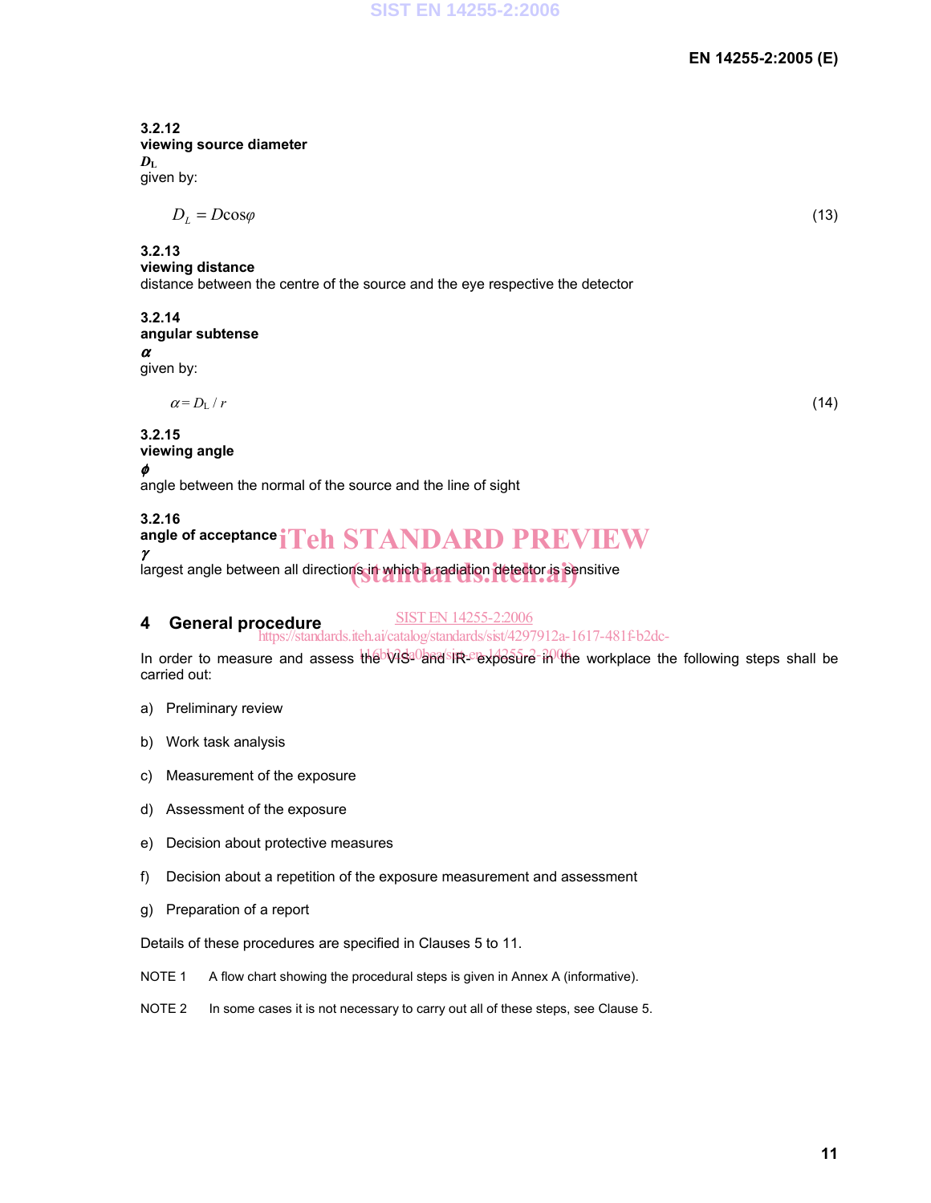**3.2.12**
**viewing source diameter**
$\boldsymbol{D_L}$
given by:

$$D_L = D\cos\varphi \tag{13}$$

**3.2.13**
**viewing distance**
distance between the centre of the source and the eye respective the detector

**3.2.14**
**angular subtense**
$\boldsymbol{\alpha}$
given by:

$$\alpha = D_L / r \tag{14}$$

**3.2.15**
**viewing angle**
$\boldsymbol{\phi}$
angle between the normal of the source and the line of sight

**3.2.16**
**angle of acceptance**
$\boldsymbol{\gamma}$
largest angle between all directions in which a radiation detector is sensitive

## 4 General procedure

In order to measure and assess the VIS- and IR- exposure in the workplace the following steps shall be carried out:

a) Preliminary review

b) Work task analysis

c) Measurement of the exposure

d) Assessment of the exposure

e) Decision about protective measures

f) Decision about a repetition of the exposure measurement and assessment

g) Preparation of a report

Details of these procedures are specified in Clauses 5 to 11.

NOTE 1 A flow chart showing the procedural steps is given in Annex A (informative).

NOTE 2 In some cases it is not necessary to carry out all of these steps, see Clause 5.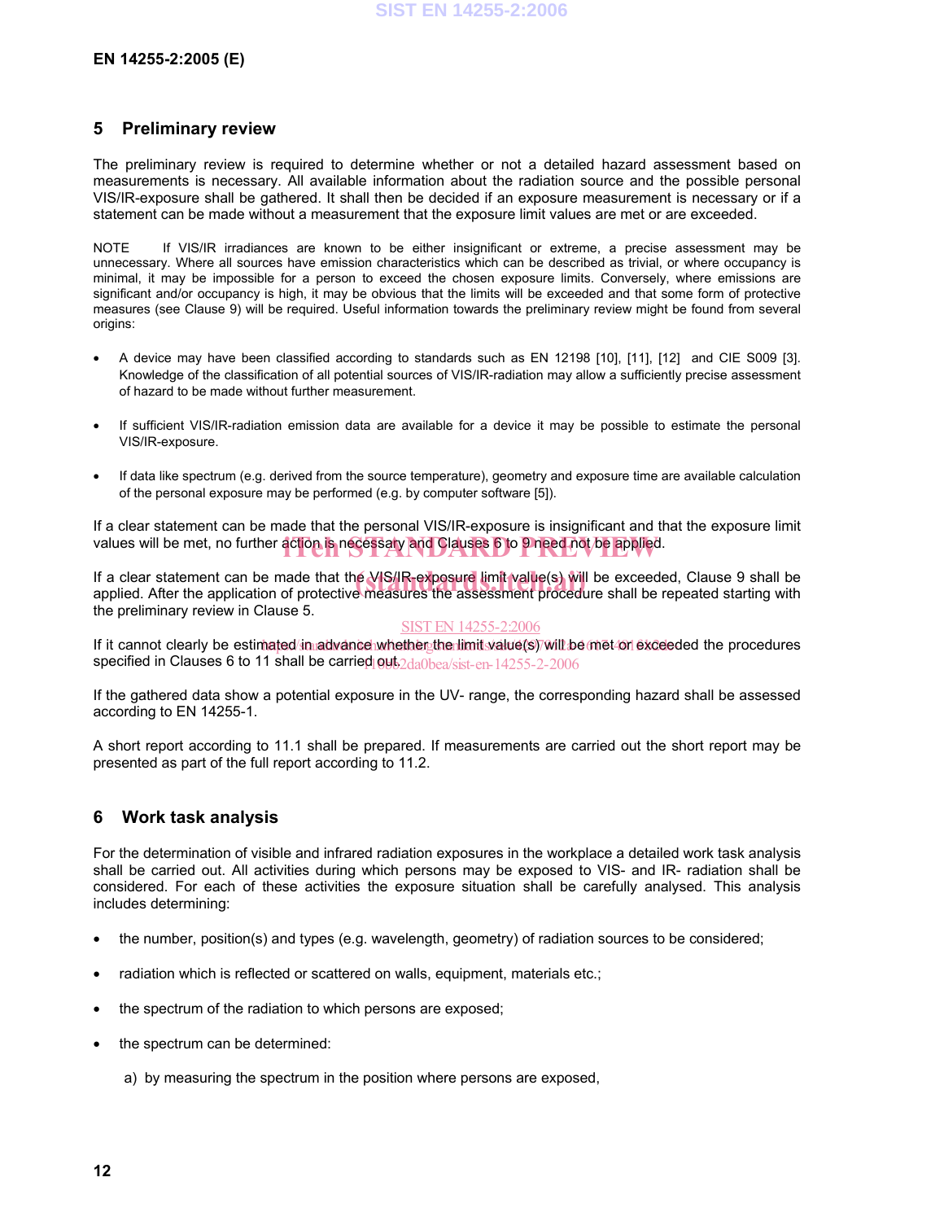## 5 Preliminary review

The preliminary review is required to determine whether or not a detailed hazard assessment based on measurements is necessary. All available information about the radiation source and the possible personal VIS/IR-exposure shall be gathered. It shall then be decided if an exposure measurement is necessary or if a statement can be made without a measurement that the exposure limit values are met or are exceeded.

NOTE If VIS/IR irradiances are known to be either insignificant or extreme, a precise assessment may be unnecessary. Where all sources have emission characteristics which can be described as trivial, or where occupancy is minimal, it may be impossible for a person to exceed the chosen exposure limits. Conversely, where emissions are significant and/or occupancy is high, it may be obvious that the limits will be exceeded and that some form of protective measures (see Clause 9) will be required. Useful information towards the preliminary review might be found from several origins:

- A device may have been classified according to standards such as EN 12198 [10], [11], [12] and CIE S009 [3]. Knowledge of the classification of all potential sources of VIS/IR-radiation may allow a sufficiently precise assessment of hazard to be made without further measurement.
- If sufficient VIS/IR-radiation emission data are available for a device it may be possible to estimate the personal VIS/IR-exposure.
- If data like spectrum (e.g. derived from the source temperature), geometry and exposure time are available calculation of the personal exposure may be performed (e.g. by computer software [5]).

If a clear statement can be made that the personal VIS/IR-exposure is insignificant and that the exposure limit values will be met, no further action is necessary and Clauses 6 to 9 need not be applied.

If a clear statement can be made that the VIS/IR-exposure limit value(s) will be exceeded, Clause 9 shall be applied. After the application of protective measures the assessment procedure shall be repeated starting with the preliminary review in Clause 5.

If it cannot clearly be estimated in advance whether the limit value(s) will be met or exceeded the procedures specified in Clauses 6 to 11 shall be carried out.

If the gathered data show a potential exposure in the UV- range, the corresponding hazard shall be assessed according to EN 14255-1.

A short report according to 11.1 shall be prepared. If measurements are carried out the short report may be presented as part of the full report according to 11.2.

## 6 Work task analysis

For the determination of visible and infrared radiation exposures in the workplace a detailed work task analysis shall be carried out. All activities during which persons may be exposed to VIS- and IR- radiation shall be considered. For each of these activities the exposure situation shall be carefully analysed. This analysis includes determining:

- the number, position(s) and types (e.g. wavelength, geometry) of radiation sources to be considered;
- radiation which is reflected or scattered on walls, equipment, materials etc.;
- the spectrum of the radiation to which persons are exposed;
- the spectrum can be determined:

  a) by measuring the spectrum in the position where persons are exposed,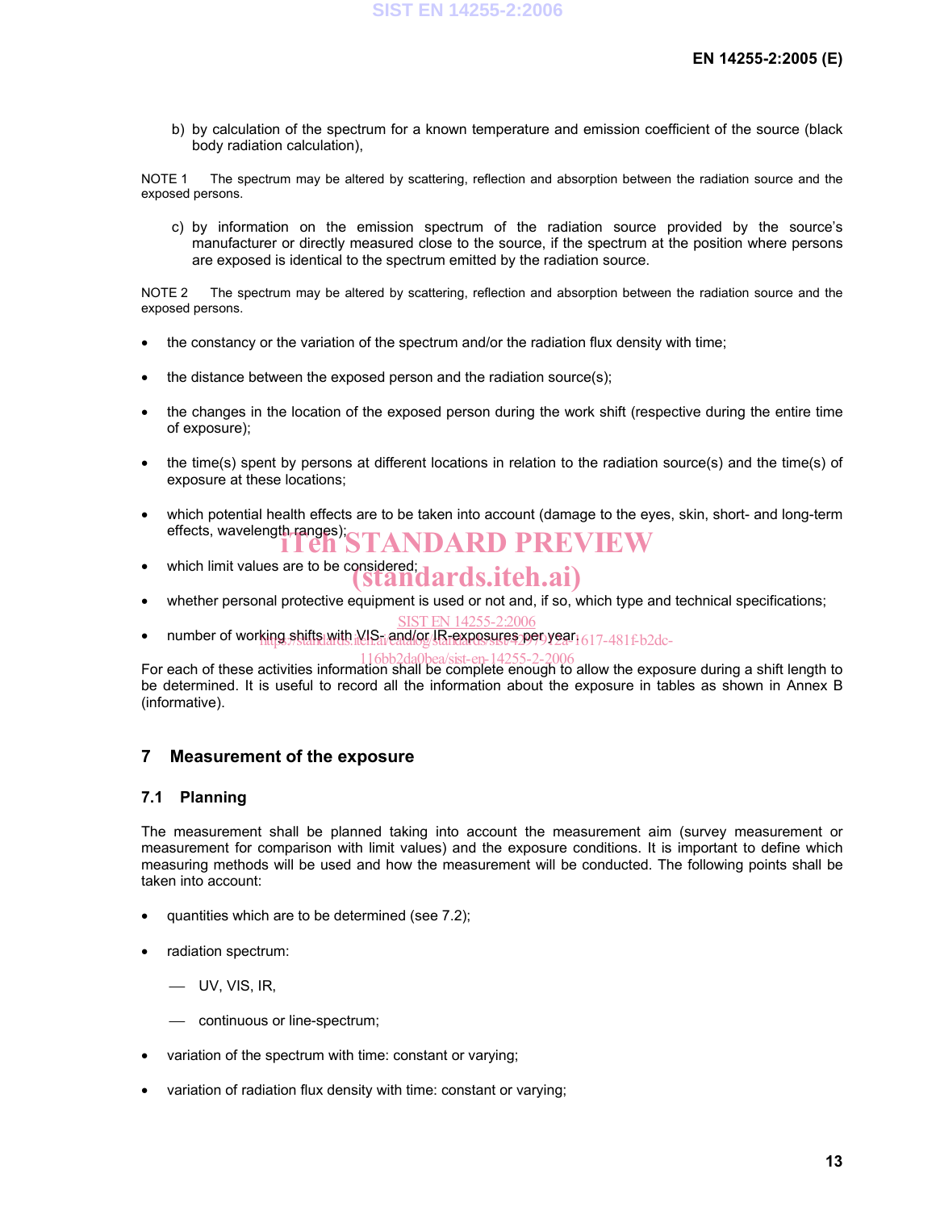b) by calculation of the spectrum for a known temperature and emission coefficient of the source (black body radiation calculation),

NOTE 1 The spectrum may be altered by scattering, reflection and absorption between the radiation source and the exposed persons.

c) by information on the emission spectrum of the radiation source provided by the source's manufacturer or directly measured close to the source, if the spectrum at the position where persons are exposed is identical to the spectrum emitted by the radiation source.

NOTE 2 The spectrum may be altered by scattering, reflection and absorption between the radiation source and the exposed persons.

- the constancy or the variation of the spectrum and/or the radiation flux density with time;
- the distance between the exposed person and the radiation source(s);
- the changes in the location of the exposed person during the work shift (respective during the entire time of exposure);
- the time(s) spent by persons at different locations in relation to the radiation source(s) and the time(s) of exposure at these locations;
- which potential health effects are to be taken into account (damage to the eyes, skin, short- and long-term effects, wavelength ranges);
- which limit values are to be considered;
- whether personal protective equipment is used or not and, if so, which type and technical specifications;
- number of working shifts with VIS- and/or IR-exposures per year.

For each of these activities information shall be complete enough to allow the exposure during a shift length to be determined. It is useful to record all the information about the exposure in tables as shown in Annex B (informative).

## 7 Measurement of the exposure

### 7.1 Planning

The measurement shall be planned taking into account the measurement aim (survey measurement or measurement for comparison with limit values) and the exposure conditions. It is important to define which measuring methods will be used and how the measurement will be conducted. The following points shall be taken into account:

- quantities which are to be determined (see 7.2);
- radiation spectrum:
  - UV, VIS, IR,
  - continuous or line-spectrum;
- variation of the spectrum with time: constant or varying;
- variation of radiation flux density with time: constant or varying;